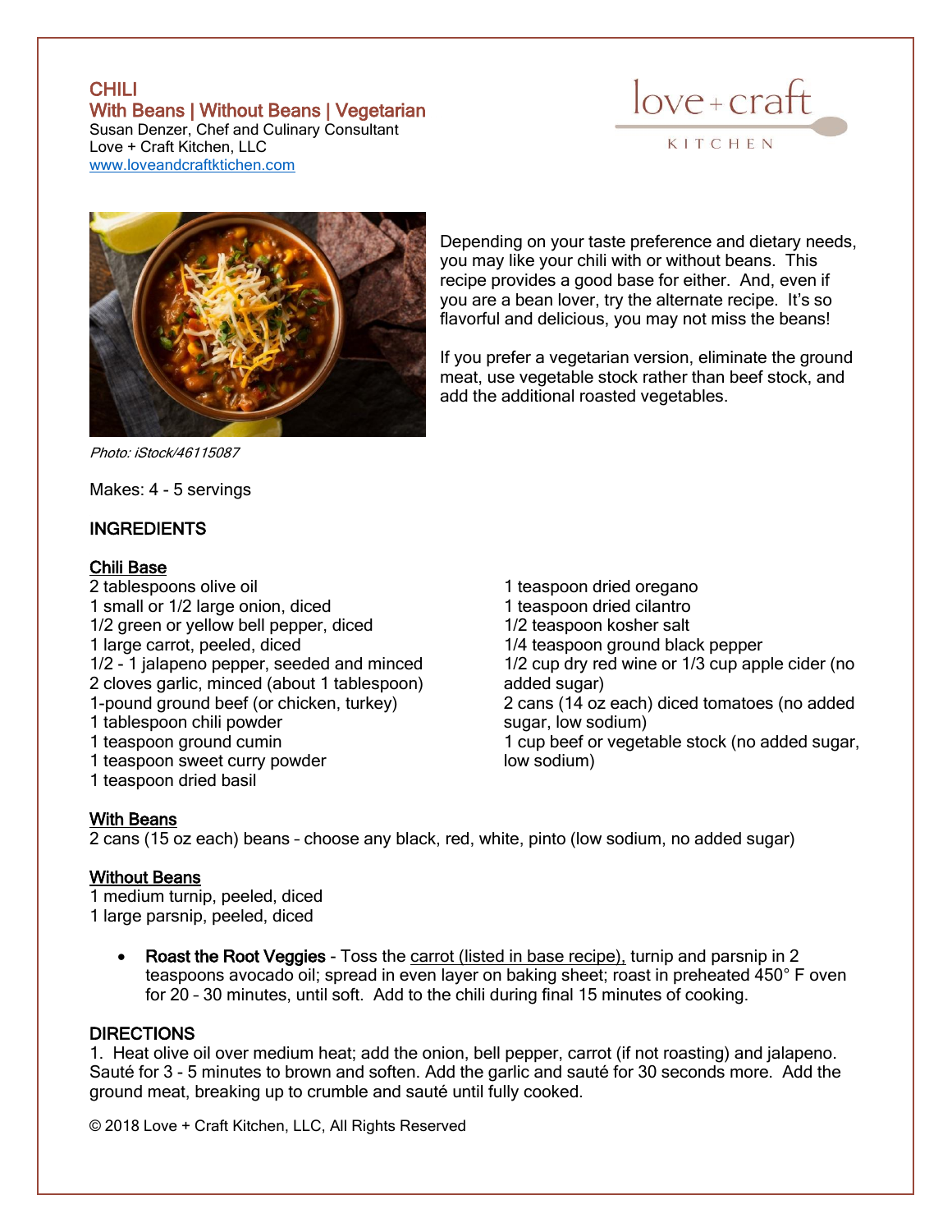# CHILI

## With Beans | Without Beans | Vegetarian

Susan Denzer, Chef and Culinary Consultant
Love + Craft Kitchen, LLC
www.loveandcraftkitchen.com

Depending on your taste preference and dietary needs, you may like your chili with or without beans. This recipe provides a good base for either. And, even if you are a bean lover, try the alternate recipe. It's so flavorful and delicious, you may not miss the beans!

If you prefer a vegetarian version, eliminate the ground meat, use vegetable stock rather than beef stock, and add the additional roasted vegetables.

*Photo: iStock/46115087*

Makes: 4 - 5 servings

## INGREDIENTS

### Chili Base

2 tablespoons olive oil
1 small or 1/2 large onion, diced
1/2 green or yellow bell pepper, diced
1 large carrot, peeled, diced
1/2 - 1 jalapeno pepper, seeded and minced
2 cloves garlic, minced (about 1 tablespoon)
1-pound ground beef (or chicken, turkey)
1 tablespoon chili powder
1 teaspoon ground cumin
1 teaspoon sweet curry powder
1 teaspoon dried basil
1 teaspoon dried oregano
1 teaspoon dried cilantro
1/2 teaspoon kosher salt
1/4 teaspoon ground black pepper
1/2 cup dry red wine or 1/3 cup apple cider (no added sugar)
2 cans (14 oz each) diced tomatoes (no added sugar, low sodium)
1 cup beef or vegetable stock (no added sugar, low sodium)

### With Beans

2 cans (15 oz each) beans – choose any black, red, white, pinto (low sodium, no added sugar)

### Without Beans

1 medium turnip, peeled, diced
1 large parsnip, peeled, diced

- **Roast the Root Veggies** - Toss the carrot (listed in base recipe), turnip and parsnip in 2 teaspoons avocado oil; spread in even layer on baking sheet; roast in preheated 450° F oven for 20 – 30 minutes, until soft. Add to the chili during final 15 minutes of cooking.

## DIRECTIONS

1. Heat olive oil over medium heat; add the onion, bell pepper, carrot (if not roasting) and jalapeno. Sauté for 3 - 5 minutes to brown and soften. Add the garlic and sauté for 30 seconds more. Add the ground meat, breaking up to crumble and sauté until fully cooked.

© 2018 Love + Craft Kitchen, LLC, All Rights Reserved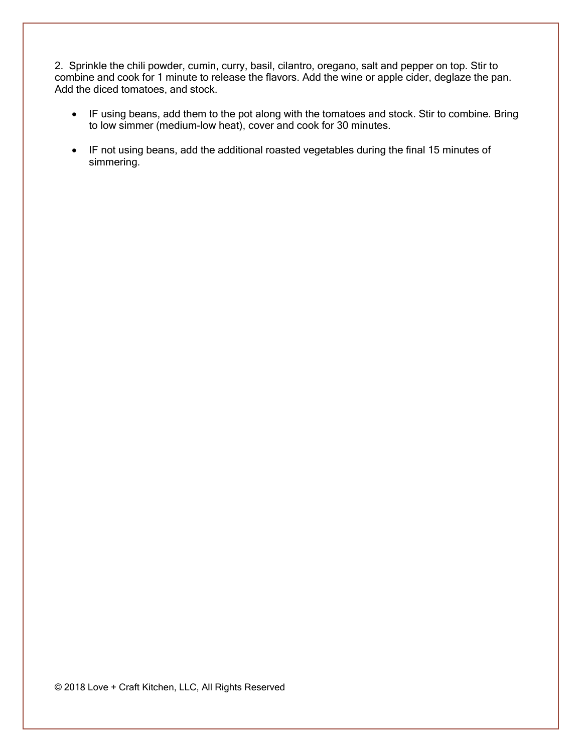2. Sprinkle the chili powder, cumin, curry, basil, cilantro, oregano, salt and pepper on top. Stir to combine and cook for 1 minute to release the flavors. Add the wine or apple cider, deglaze the pan. Add the diced tomatoes, and stock.

- IF using beans, add them to the pot along with the tomatoes and stock. Stir to combine. Bring to low simmer (medium-low heat), cover and cook for 30 minutes.

- IF not using beans, add the additional roasted vegetables during the final 15 minutes of simmering.

© 2018 Love + Craft Kitchen, LLC, All Rights Reserved